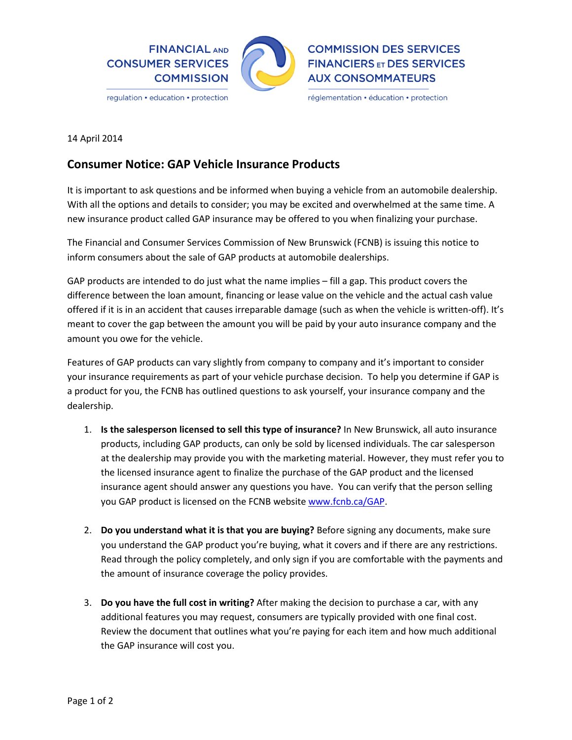FINANCIAL AND CONSUMER SERVICES COMMISSION

regulation • education • protection

COMMISSION DES SERVICES FINANCIERS ET DES SERVICES AUX CONSOMMATEURS

réglementation • éducation • protection

14 April 2014

## Consumer Notice: GAP Vehicle Insurance Products

It is important to ask questions and be informed when buying a vehicle from an automobile dealership. With all the options and details to consider; you may be excited and overwhelmed at the same time. A new insurance product called GAP insurance may be offered to you when finalizing your purchase.

The Financial and Consumer Services Commission of New Brunswick (FCNB) is issuing this notice to inform consumers about the sale of GAP products at automobile dealerships.

GAP products are intended to do just what the name implies – fill a gap. This product covers the difference between the loan amount, financing or lease value on the vehicle and the actual cash value offered if it is in an accident that causes irreparable damage (such as when the vehicle is written-off). It's meant to cover the gap between the amount you will be paid by your auto insurance company and the amount you owe for the vehicle.

Features of GAP products can vary slightly from company to company and it's important to consider your insurance requirements as part of your vehicle purchase decision. To help you determine if GAP is a product for you, the FCNB has outlined questions to ask yourself, your insurance company and the dealership.

1. **Is the salesperson licensed to sell this type of insurance?** In New Brunswick, all auto insurance products, including GAP products, can only be sold by licensed individuals. The car salesperson at the dealership may provide you with the marketing material. However, they must refer you to the licensed insurance agent to finalize the purchase of the GAP product and the licensed insurance agent should answer any questions you have. You can verify that the person selling you GAP product is licensed on the FCNB website [www.fcnb.ca/GAP](www.fcnb.ca/GAP).

2. **Do you understand what it is that you are buying?** Before signing any documents, make sure you understand the GAP product you're buying, what it covers and if there are any restrictions. Read through the policy completely, and only sign if you are comfortable with the payments and the amount of insurance coverage the policy provides.

3. **Do you have the full cost in writing?** After making the decision to purchase a car, with any additional features you may request, consumers are typically provided with one final cost. Review the document that outlines what you're paying for each item and how much additional the GAP insurance will cost you.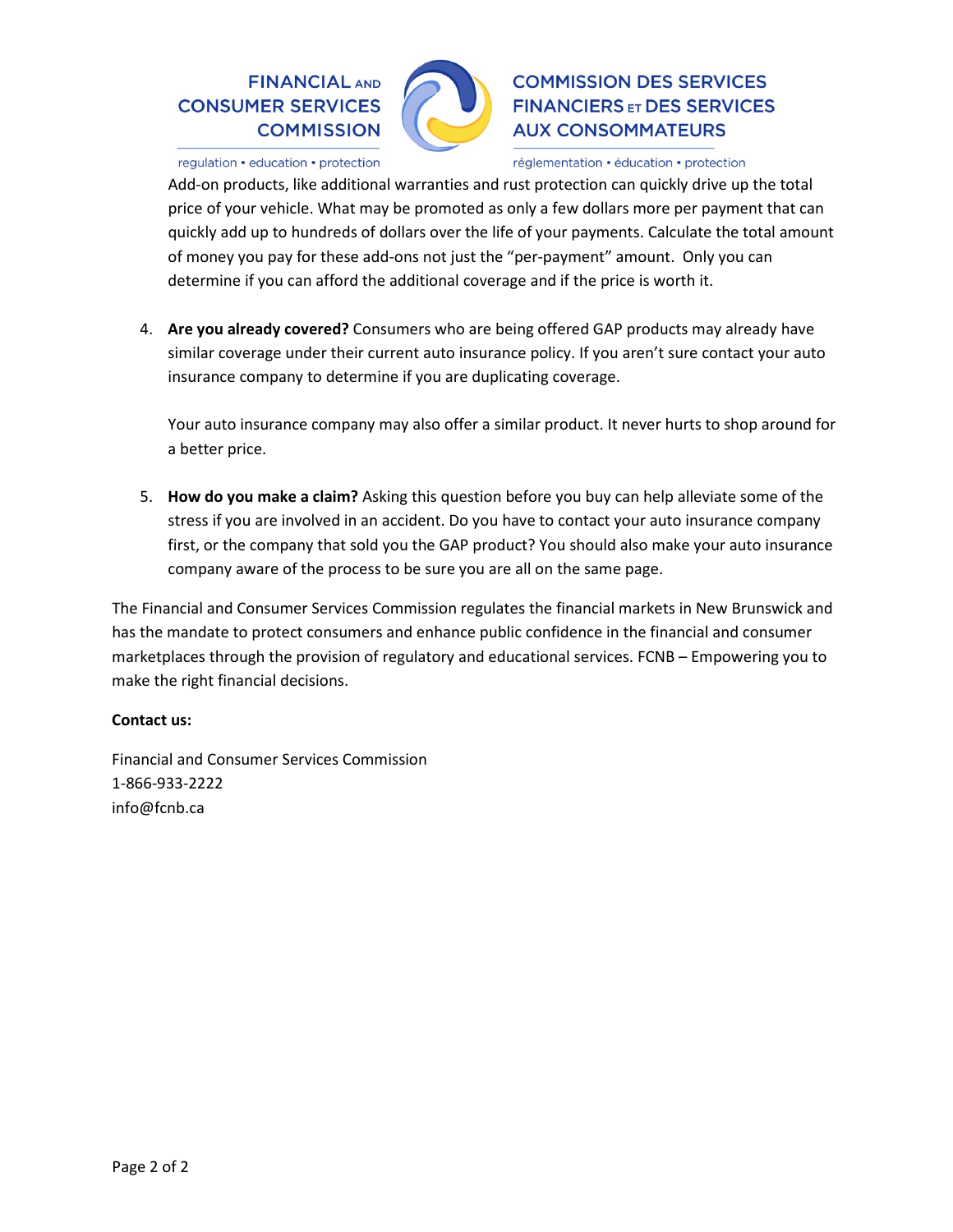Add-on products, like additional warranties and rust protection can quickly drive up the total price of your vehicle. What may be promoted as only a few dollars more per payment that can quickly add up to hundreds of dollars over the life of your payments. Calculate the total amount of money you pay for these add-ons not just the "per-payment" amount. Only you can determine if you can afford the additional coverage and if the price is worth it.

4. **Are you already covered?** Consumers who are being offered GAP products may already have similar coverage under their current auto insurance policy. If you aren't sure contact your auto insurance company to determine if you are duplicating coverage.

   Your auto insurance company may also offer a similar product. It never hurts to shop around for a better price.

5. **How do you make a claim?** Asking this question before you buy can help alleviate some of the stress if you are involved in an accident. Do you have to contact your auto insurance company first, or the company that sold you the GAP product? You should also make your auto insurance company aware of the process to be sure you are all on the same page.

The Financial and Consumer Services Commission regulates the financial markets in New Brunswick and has the mandate to protect consumers and enhance public confidence in the financial and consumer marketplaces through the provision of regulatory and educational services. FCNB – Empowering you to make the right financial decisions.

**Contact us:**

Financial and Consumer Services Commission
1-866-933-2222
info@fcnb.ca